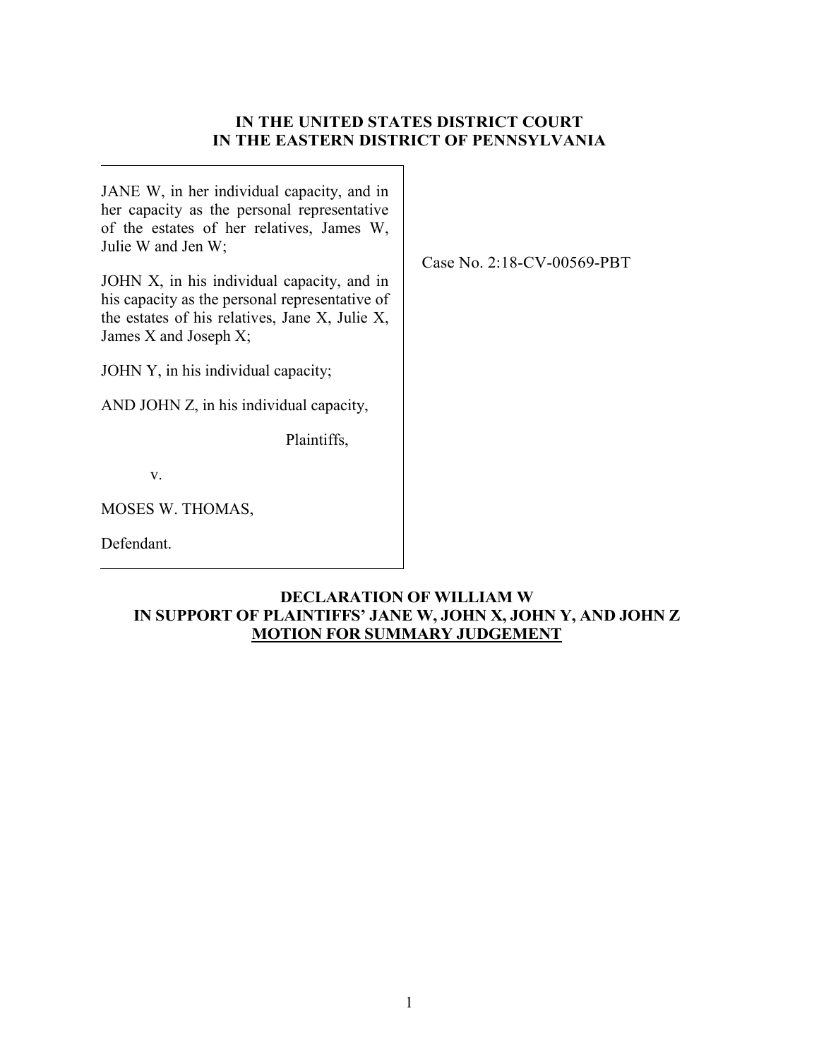**IN THE UNITED STATES DISTRICT COURT**
**IN THE EASTERN DISTRICT OF PENNSYLVANIA**

JANE W, in her individual capacity, and in her capacity as the personal representative of the estates of her relatives, James W, Julie W and Jen W;

JOHN X, in his individual capacity, and in his capacity as the personal representative of the estates of his relatives, Jane X, Julie X, James X and Joseph X;

JOHN Y, in his individual capacity;

AND JOHN Z, in his individual capacity,

Plaintiffs,

v.

MOSES W. THOMAS,

Defendant.

Case No. 2:18-CV-00569-PBT

**DECLARATION OF WILLIAM W**
**IN SUPPORT OF PLAINTIFFS' JANE W, JOHN X, JOHN Y, AND JOHN Z**
**MOTION FOR SUMMARY JUDGEMENT**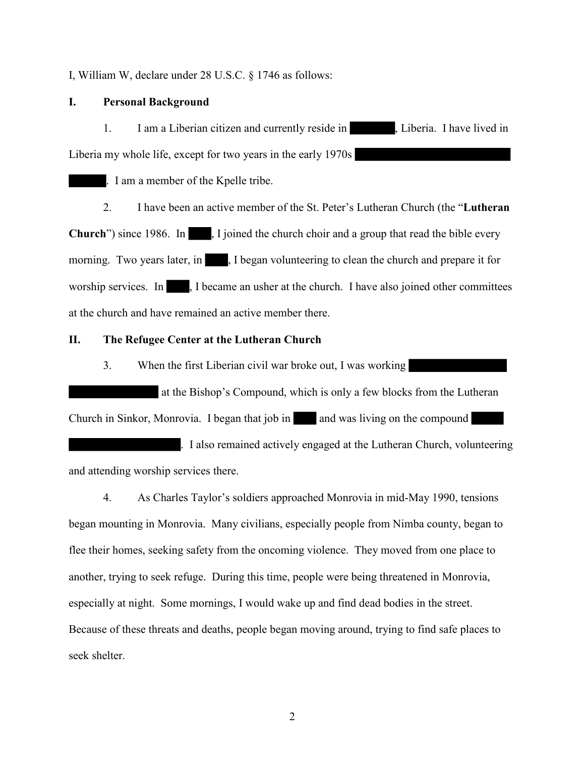I, William W, declare under 28 U.S.C. § 1746 as follows:

## I. Personal Background

1. I am a Liberian citizen and currently reside in ██████, Liberia. I have lived in Liberia my whole life, except for two years in the early 1970s ████████████████████ ████. I am a member of the Kpelle tribe.

2. I have been an active member of the St. Peter's Lutheran Church (the "**Lutheran Church**") since 1986. In ███, I joined the church choir and a group that read the bible every morning. Two years later, in ███, I began volunteering to clean the church and prepare it for worship services. In ███, I became an usher at the church. I have also joined other committees at the church and have remained an active member there.

## II. The Refugee Center at the Lutheran Church

3. When the first Liberian civil war broke out, I was working ████████████ ██████████ at the Bishop's Compound, which is only a few blocks from the Lutheran Church in Sinkor, Monrovia. I began that job in ███ and was living on the compound ████ ████████████. I also remained actively engaged at the Lutheran Church, volunteering and attending worship services there.

4. As Charles Taylor's soldiers approached Monrovia in mid-May 1990, tensions began mounting in Monrovia. Many civilians, especially people from Nimba county, began to flee their homes, seeking safety from the oncoming violence. They moved from one place to another, trying to seek refuge. During this time, people were being threatened in Monrovia, especially at night. Some mornings, I would wake up and find dead bodies in the street. Because of these threats and deaths, people began moving around, trying to find safe places to seek shelter.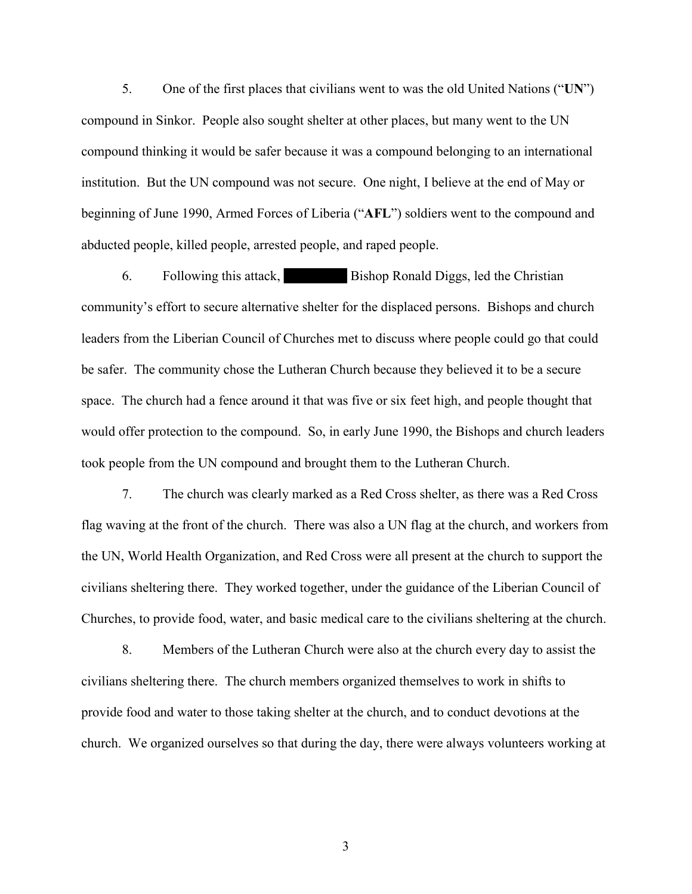5. One of the first places that civilians went to was the old United Nations ("**UN**") compound in Sinkor. People also sought shelter at other places, but many went to the UN compound thinking it would be safer because it was a compound belonging to an international institution. But the UN compound was not secure. One night, I believe at the end of May or beginning of June 1990, Armed Forces of Liberia ("**AFL**") soldiers went to the compound and abducted people, killed people, arrested people, and raped people.

6. Following this attack, ████████ Bishop Ronald Diggs, led the Christian community's effort to secure alternative shelter for the displaced persons. Bishops and church leaders from the Liberian Council of Churches met to discuss where people could go that could be safer. The community chose the Lutheran Church because they believed it to be a secure space. The church had a fence around it that was five or six feet high, and people thought that would offer protection to the compound. So, in early June 1990, the Bishops and church leaders took people from the UN compound and brought them to the Lutheran Church.

7. The church was clearly marked as a Red Cross shelter, as there was a Red Cross flag waving at the front of the church. There was also a UN flag at the church, and workers from the UN, World Health Organization, and Red Cross were all present at the church to support the civilians sheltering there. They worked together, under the guidance of the Liberian Council of Churches, to provide food, water, and basic medical care to the civilians sheltering at the church.

8. Members of the Lutheran Church were also at the church every day to assist the civilians sheltering there. The church members organized themselves to work in shifts to provide food and water to those taking shelter at the church, and to conduct devotions at the church. We organized ourselves so that during the day, there were always volunteers working at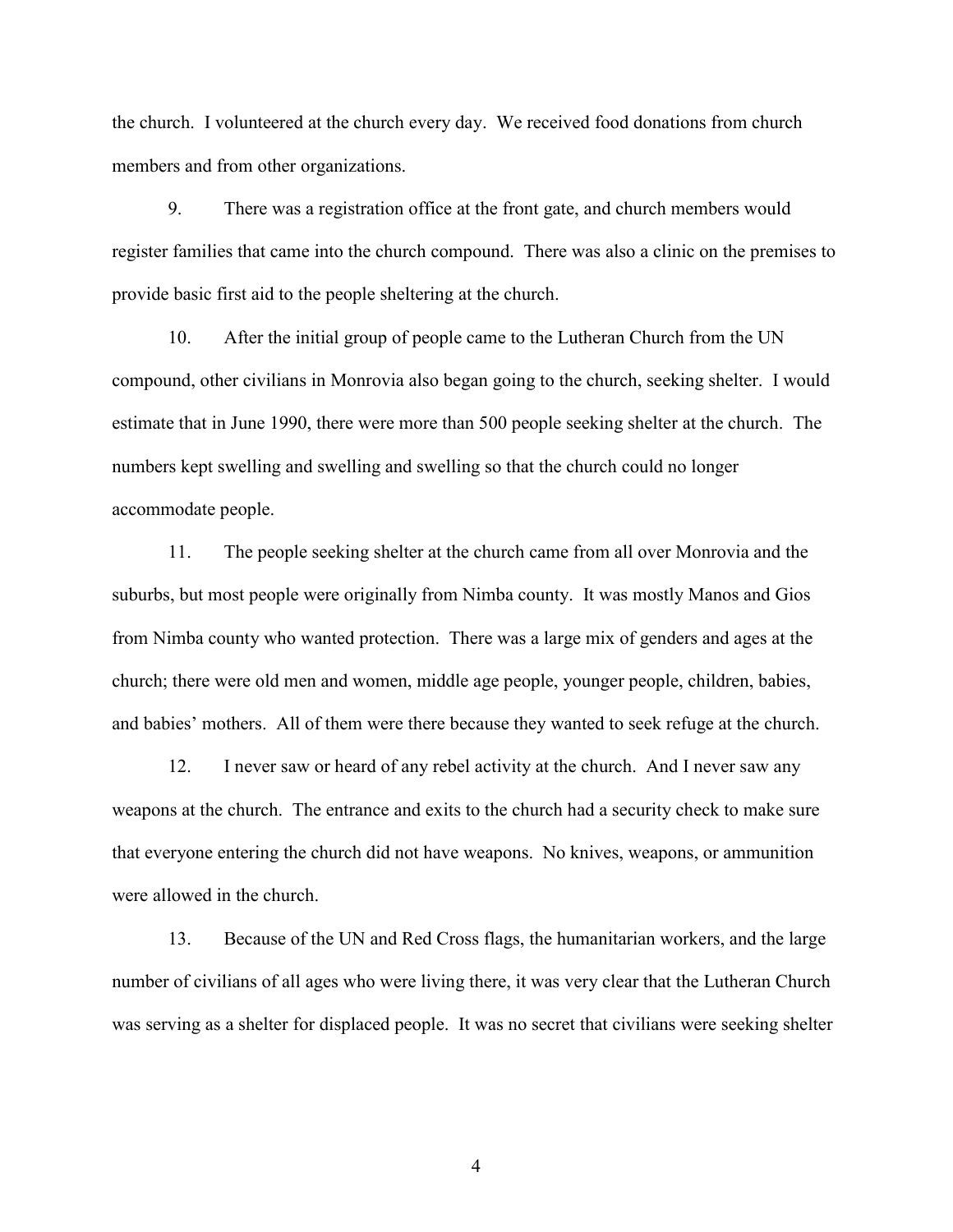the church. I volunteered at the church every day. We received food donations from church members and from other organizations.

9. There was a registration office at the front gate, and church members would register families that came into the church compound. There was also a clinic on the premises to provide basic first aid to the people sheltering at the church.

10. After the initial group of people came to the Lutheran Church from the UN compound, other civilians in Monrovia also began going to the church, seeking shelter. I would estimate that in June 1990, there were more than 500 people seeking shelter at the church. The numbers kept swelling and swelling and swelling so that the church could no longer accommodate people.

11. The people seeking shelter at the church came from all over Monrovia and the suburbs, but most people were originally from Nimba county. It was mostly Manos and Gios from Nimba county who wanted protection. There was a large mix of genders and ages at the church; there were old men and women, middle age people, younger people, children, babies, and babies' mothers. All of them were there because they wanted to seek refuge at the church.

12. I never saw or heard of any rebel activity at the church. And I never saw any weapons at the church. The entrance and exits to the church had a security check to make sure that everyone entering the church did not have weapons. No knives, weapons, or ammunition were allowed in the church.

13. Because of the UN and Red Cross flags, the humanitarian workers, and the large number of civilians of all ages who were living there, it was very clear that the Lutheran Church was serving as a shelter for displaced people. It was no secret that civilians were seeking shelter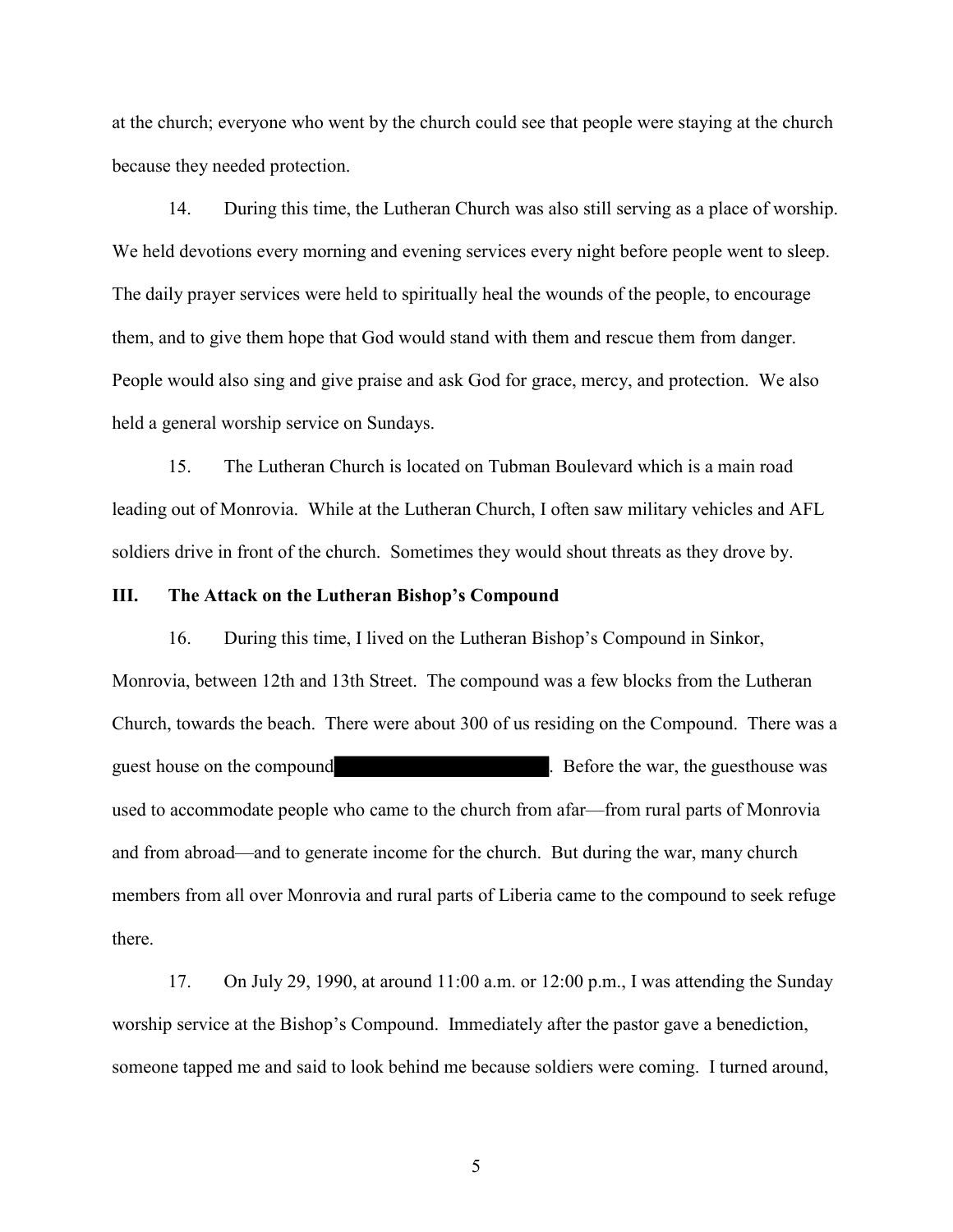at the church; everyone who went by the church could see that people were staying at the church because they needed protection.

14. During this time, the Lutheran Church was also still serving as a place of worship. We held devotions every morning and evening services every night before people went to sleep. The daily prayer services were held to spiritually heal the wounds of the people, to encourage them, and to give them hope that God would stand with them and rescue them from danger. People would also sing and give praise and ask God for grace, mercy, and protection. We also held a general worship service on Sundays.

15. The Lutheran Church is located on Tubman Boulevard which is a main road leading out of Monrovia. While at the Lutheran Church, I often saw military vehicles and AFL soldiers drive in front of the church. Sometimes they would shout threats as they drove by.

## III. The Attack on the Lutheran Bishop's Compound

16. During this time, I lived on the Lutheran Bishop's Compound in Sinkor, Monrovia, between 12th and 13th Street. The compound was a few blocks from the Lutheran Church, towards the beach. There were about 300 of us residing on the Compound. There was a guest house on the compound [REDACTED]. Before the war, the guesthouse was used to accommodate people who came to the church from afar—from rural parts of Monrovia and from abroad—and to generate income for the church. But during the war, many church members from all over Monrovia and rural parts of Liberia came to the compound to seek refuge there.

17. On July 29, 1990, at around 11:00 a.m. or 12:00 p.m., I was attending the Sunday worship service at the Bishop's Compound. Immediately after the pastor gave a benediction, someone tapped me and said to look behind me because soldiers were coming. I turned around,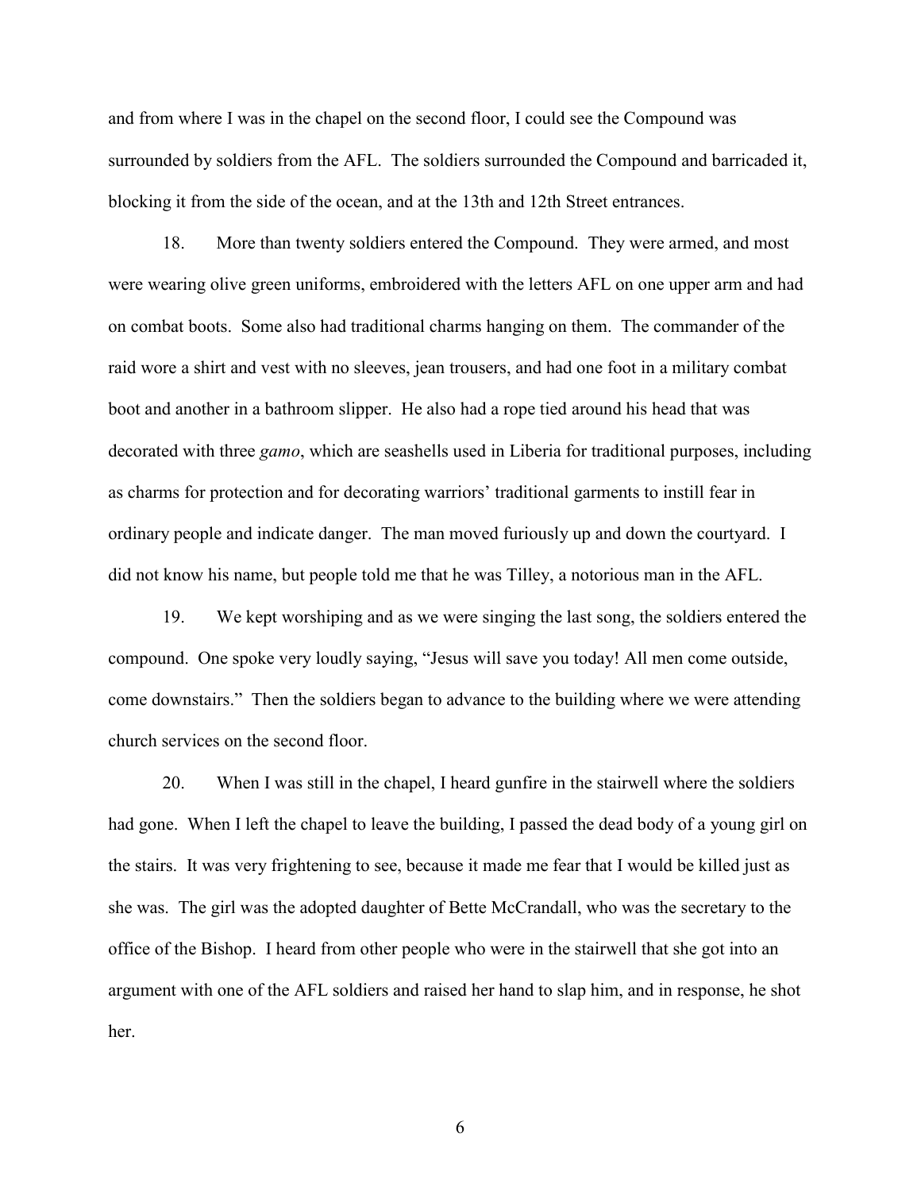and from where I was in the chapel on the second floor, I could see the Compound was surrounded by soldiers from the AFL. The soldiers surrounded the Compound and barricaded it, blocking it from the side of the ocean, and at the 13th and 12th Street entrances.

18. More than twenty soldiers entered the Compound. They were armed, and most were wearing olive green uniforms, embroidered with the letters AFL on one upper arm and had on combat boots. Some also had traditional charms hanging on them. The commander of the raid wore a shirt and vest with no sleeves, jean trousers, and had one foot in a military combat boot and another in a bathroom slipper. He also had a rope tied around his head that was decorated with three *gamo*, which are seashells used in Liberia for traditional purposes, including as charms for protection and for decorating warriors' traditional garments to instill fear in ordinary people and indicate danger. The man moved furiously up and down the courtyard. I did not know his name, but people told me that he was Tilley, a notorious man in the AFL.

19. We kept worshiping and as we were singing the last song, the soldiers entered the compound. One spoke very loudly saying, "Jesus will save you today! All men come outside, come downstairs." Then the soldiers began to advance to the building where we were attending church services on the second floor.

20. When I was still in the chapel, I heard gunfire in the stairwell where the soldiers had gone. When I left the chapel to leave the building, I passed the dead body of a young girl on the stairs. It was very frightening to see, because it made me fear that I would be killed just as she was. The girl was the adopted daughter of Bette McCrandall, who was the secretary to the office of the Bishop. I heard from other people who were in the stairwell that she got into an argument with one of the AFL soldiers and raised her hand to slap him, and in response, he shot her.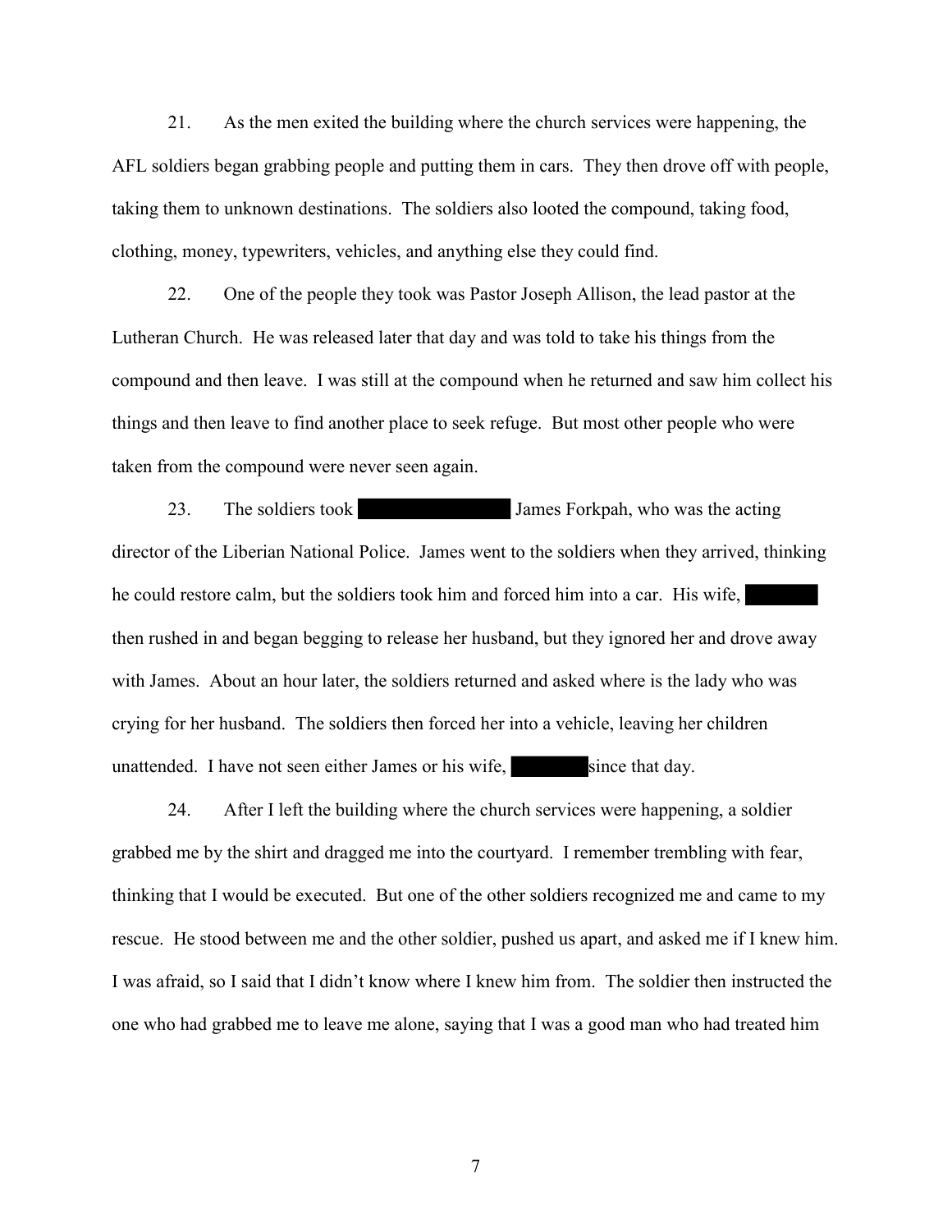21. As the men exited the building where the church services were happening, the AFL soldiers began grabbing people and putting them in cars. They then drove off with people, taking them to unknown destinations. The soldiers also looted the compound, taking food, clothing, money, typewriters, vehicles, and anything else they could find.

22. One of the people they took was Pastor Joseph Allison, the lead pastor at the Lutheran Church. He was released later that day and was told to take his things from the compound and then leave. I was still at the compound when he returned and saw him collect his things and then leave to find another place to seek refuge. But most other people who were taken from the compound were never seen again.

23. The soldiers took ████████ James Forkpah, who was the acting director of the Liberian National Police. James went to the soldiers when they arrived, thinking he could restore calm, but the soldiers took him and forced him into a car. His wife, ████ then rushed in and began begging to release her husband, but they ignored her and drove away with James. About an hour later, the soldiers returned and asked where is the lady who was crying for her husband. The soldiers then forced her into a vehicle, leaving her children unattended. I have not seen either James or his wife, ████ since that day.

24. After I left the building where the church services were happening, a soldier grabbed me by the shirt and dragged me into the courtyard. I remember trembling with fear, thinking that I would be executed. But one of the other soldiers recognized me and came to my rescue. He stood between me and the other soldier, pushed us apart, and asked me if I knew him. I was afraid, so I said that I didn't know where I knew him from. The soldier then instructed the one who had grabbed me to leave me alone, saying that I was a good man who had treated him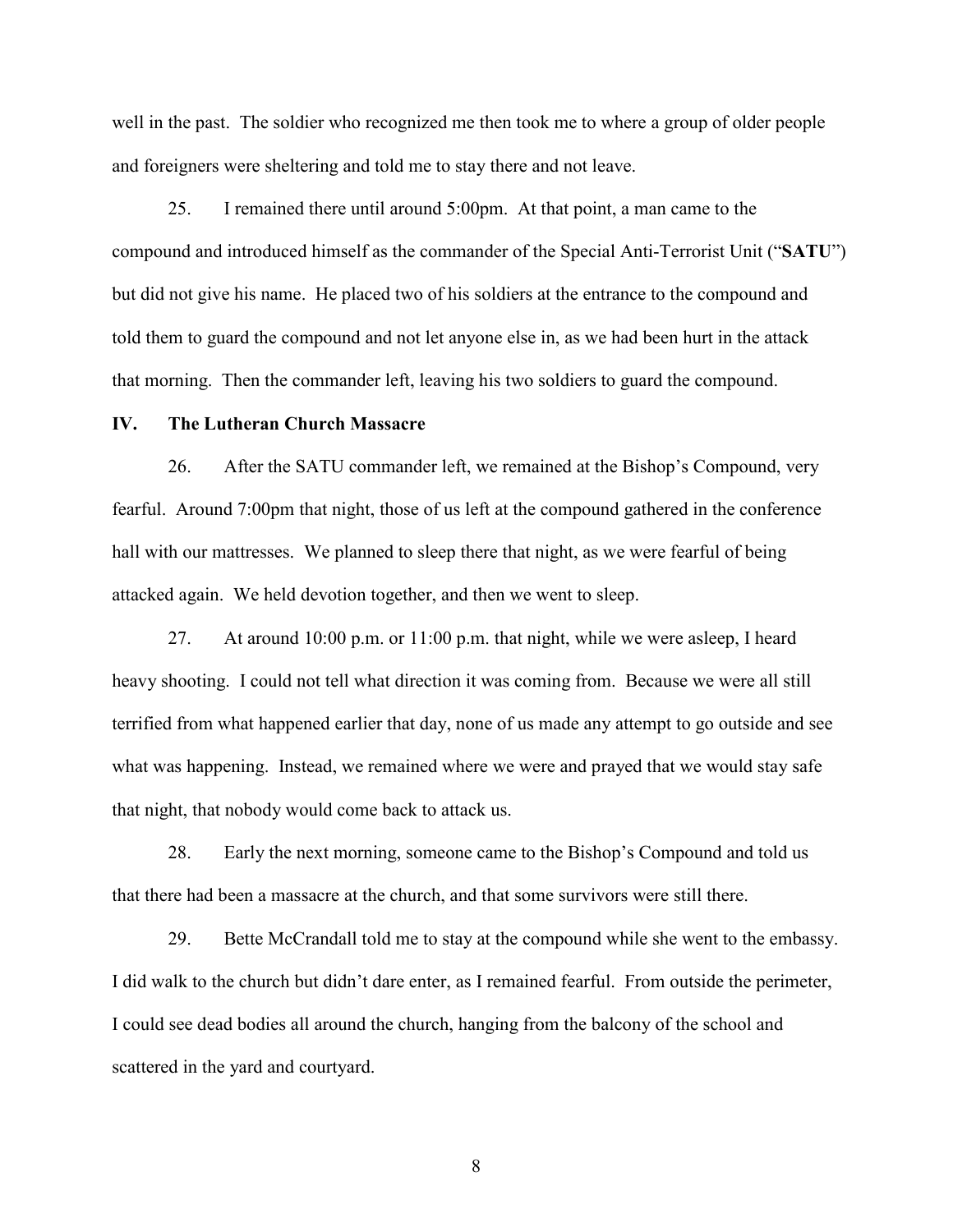well in the past. The soldier who recognized me then took me to where a group of older people and foreigners were sheltering and told me to stay there and not leave.

25. I remained there until around 5:00pm. At that point, a man came to the compound and introduced himself as the commander of the Special Anti-Terrorist Unit ("**SATU**") but did not give his name. He placed two of his soldiers at the entrance to the compound and told them to guard the compound and not let anyone else in, as we had been hurt in the attack that morning. Then the commander left, leaving his two soldiers to guard the compound.

## IV. The Lutheran Church Massacre

26. After the SATU commander left, we remained at the Bishop's Compound, very fearful. Around 7:00pm that night, those of us left at the compound gathered in the conference hall with our mattresses. We planned to sleep there that night, as we were fearful of being attacked again. We held devotion together, and then we went to sleep.

27. At around 10:00 p.m. or 11:00 p.m. that night, while we were asleep, I heard heavy shooting. I could not tell what direction it was coming from. Because we were all still terrified from what happened earlier that day, none of us made any attempt to go outside and see what was happening. Instead, we remained where we were and prayed that we would stay safe that night, that nobody would come back to attack us.

28. Early the next morning, someone came to the Bishop's Compound and told us that there had been a massacre at the church, and that some survivors were still there.

29. Bette McCrandall told me to stay at the compound while she went to the embassy. I did walk to the church but didn't dare enter, as I remained fearful. From outside the perimeter, I could see dead bodies all around the church, hanging from the balcony of the school and scattered in the yard and courtyard.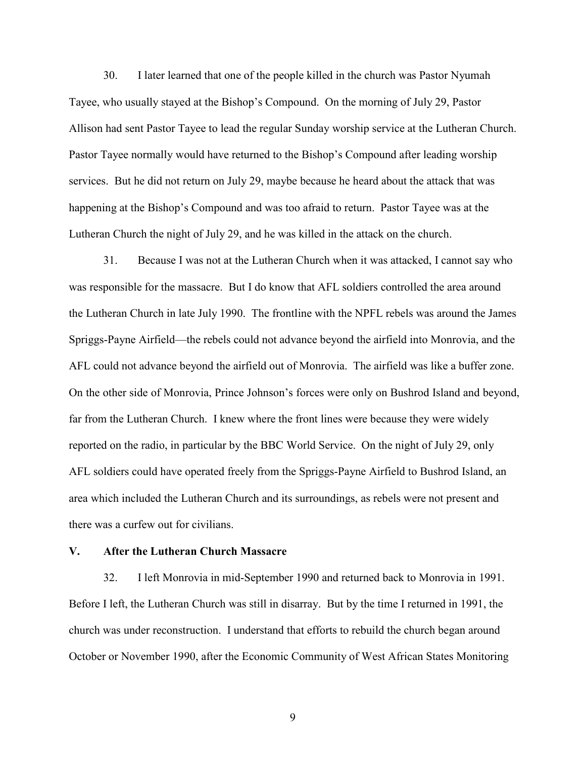30. I later learned that one of the people killed in the church was Pastor Nyumah Tayee, who usually stayed at the Bishop's Compound. On the morning of July 29, Pastor Allison had sent Pastor Tayee to lead the regular Sunday worship service at the Lutheran Church. Pastor Tayee normally would have returned to the Bishop's Compound after leading worship services. But he did not return on July 29, maybe because he heard about the attack that was happening at the Bishop's Compound and was too afraid to return. Pastor Tayee was at the Lutheran Church the night of July 29, and he was killed in the attack on the church.

31. Because I was not at the Lutheran Church when it was attacked, I cannot say who was responsible for the massacre. But I do know that AFL soldiers controlled the area around the Lutheran Church in late July 1990. The frontline with the NPFL rebels was around the James Spriggs-Payne Airfield—the rebels could not advance beyond the airfield into Monrovia, and the AFL could not advance beyond the airfield out of Monrovia. The airfield was like a buffer zone. On the other side of Monrovia, Prince Johnson's forces were only on Bushrod Island and beyond, far from the Lutheran Church. I knew where the front lines were because they were widely reported on the radio, in particular by the BBC World Service. On the night of July 29, only AFL soldiers could have operated freely from the Spriggs-Payne Airfield to Bushrod Island, an area which included the Lutheran Church and its surroundings, as rebels were not present and there was a curfew out for civilians.

## V. After the Lutheran Church Massacre

32. I left Monrovia in mid-September 1990 and returned back to Monrovia in 1991. Before I left, the Lutheran Church was still in disarray. But by the time I returned in 1991, the church was under reconstruction. I understand that efforts to rebuild the church began around October or November 1990, after the Economic Community of West African States Monitoring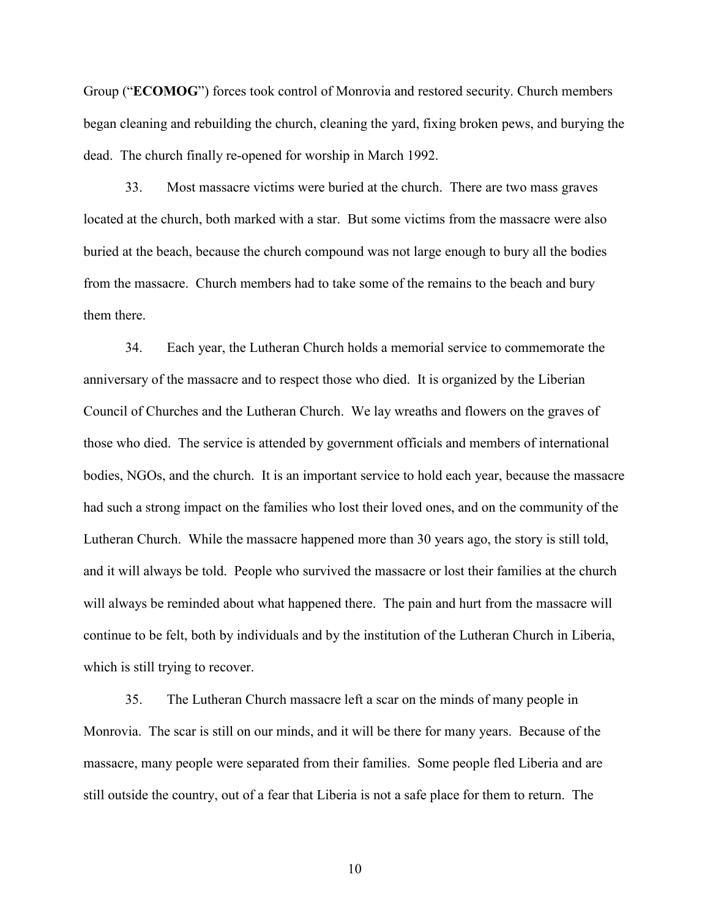Group ("**ECOMOG**") forces took control of Monrovia and restored security. Church members began cleaning and rebuilding the church, cleaning the yard, fixing broken pews, and burying the dead. The church finally re-opened for worship in March 1992.

33. Most massacre victims were buried at the church. There are two mass graves located at the church, both marked with a star. But some victims from the massacre were also buried at the beach, because the church compound was not large enough to bury all the bodies from the massacre. Church members had to take some of the remains to the beach and bury them there.

34. Each year, the Lutheran Church holds a memorial service to commemorate the anniversary of the massacre and to respect those who died. It is organized by the Liberian Council of Churches and the Lutheran Church. We lay wreaths and flowers on the graves of those who died. The service is attended by government officials and members of international bodies, NGOs, and the church. It is an important service to hold each year, because the massacre had such a strong impact on the families who lost their loved ones, and on the community of the Lutheran Church. While the massacre happened more than 30 years ago, the story is still told, and it will always be told. People who survived the massacre or lost their families at the church will always be reminded about what happened there. The pain and hurt from the massacre will continue to be felt, both by individuals and by the institution of the Lutheran Church in Liberia, which is still trying to recover.

35. The Lutheran Church massacre left a scar on the minds of many people in Monrovia. The scar is still on our minds, and it will be there for many years. Because of the massacre, many people were separated from their families. Some people fled Liberia and are still outside the country, out of a fear that Liberia is not a safe place for them to return. The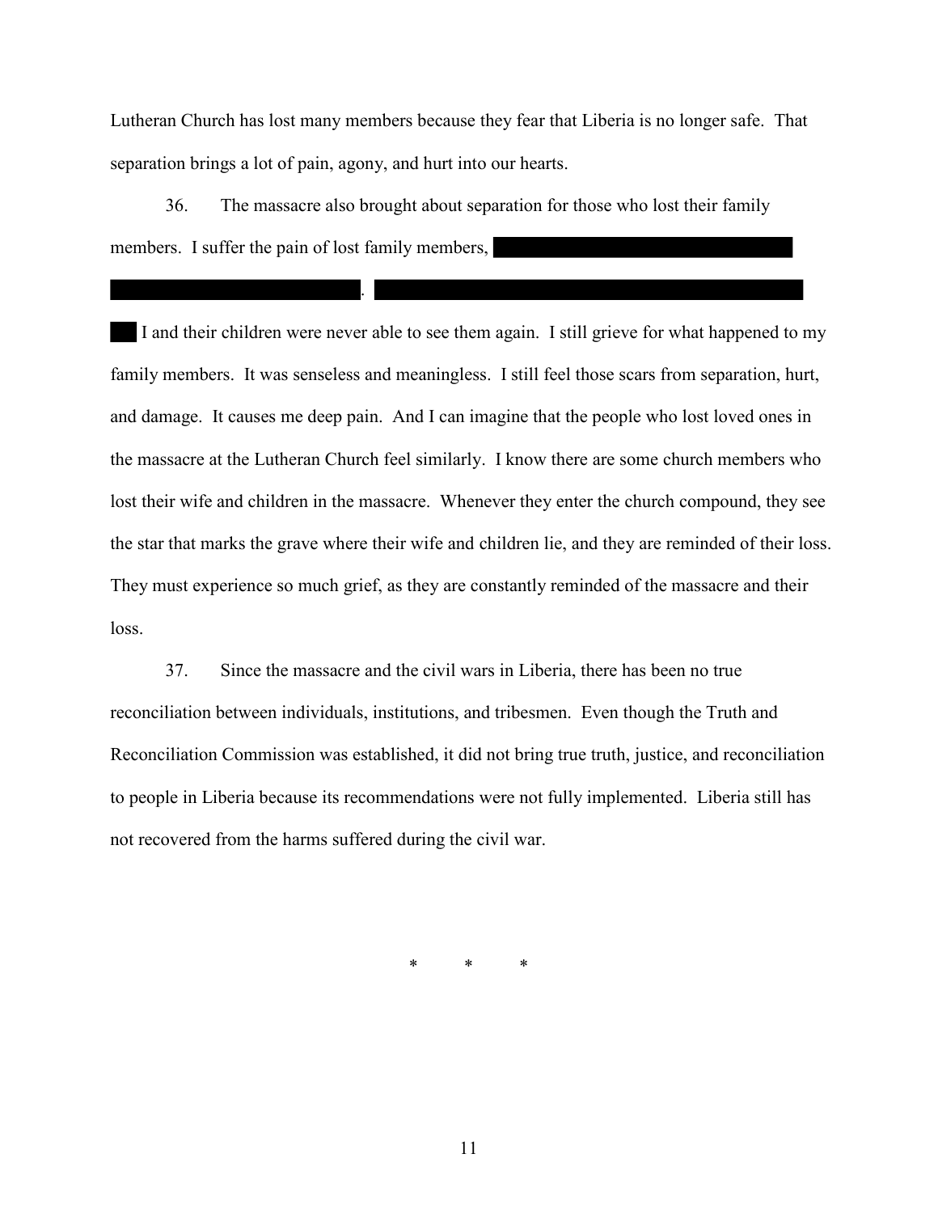Lutheran Church has lost many members because they fear that Liberia is no longer safe. That separation brings a lot of pain, agony, and hurt into our hearts.

36. The massacre also brought about separation for those who lost their family members. I suffer the pain of lost family members, [REDACTED] [REDACTED]. [REDACTED] [REDACTED] I and their children were never able to see them again. I still grieve for what happened to my family members. It was senseless and meaningless. I still feel those scars from separation, hurt, and damage. It causes me deep pain. And I can imagine that the people who lost loved ones in the massacre at the Lutheran Church feel similarly. I know there are some church members who lost their wife and children in the massacre. Whenever they enter the church compound, they see the star that marks the grave where their wife and children lie, and they are reminded of their loss. They must experience so much grief, as they are constantly reminded of the massacre and their loss.

37. Since the massacre and the civil wars in Liberia, there has been no true reconciliation between individuals, institutions, and tribesmen. Even though the Truth and Reconciliation Commission was established, it did not bring true truth, justice, and reconciliation to people in Liberia because its recommendations were not fully implemented. Liberia still has not recovered from the harms suffered during the civil war.

\* \* \*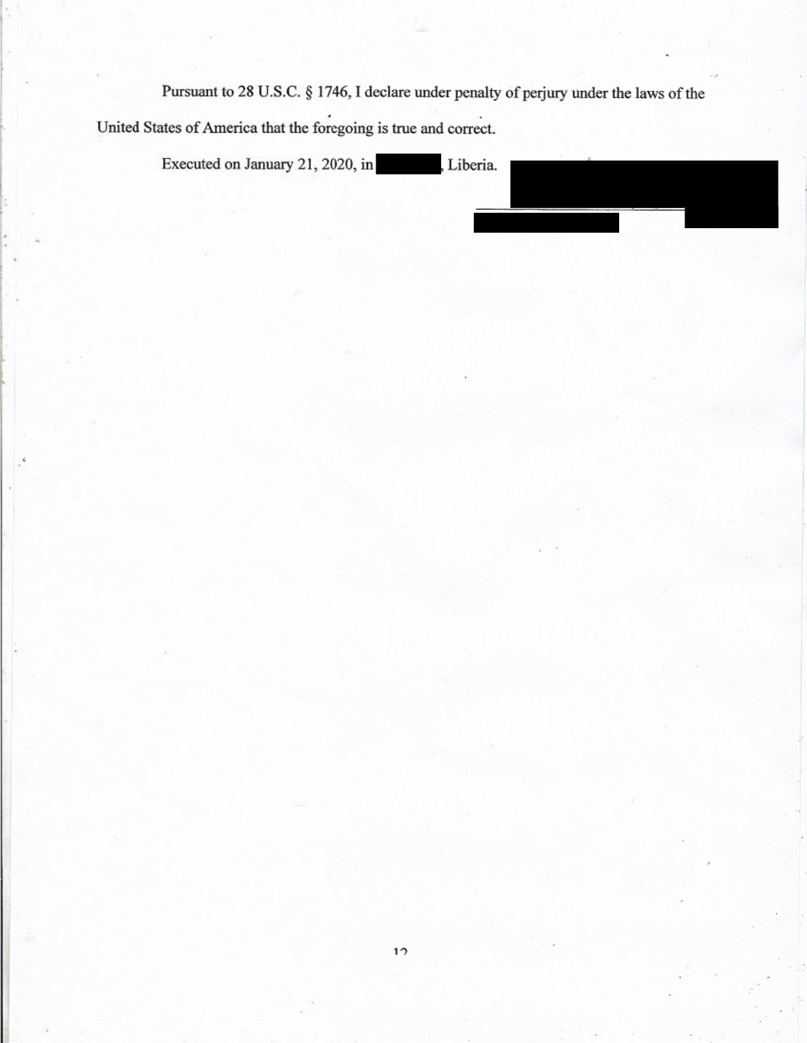Pursuant to 28 U.S.C. § 1746, I declare under penalty of perjury under the laws of the United States of America that the foregoing is true and correct.

Executed on January 21, 2020, in ██████, Liberia.

██████████████████

______________________

██████████ ██████